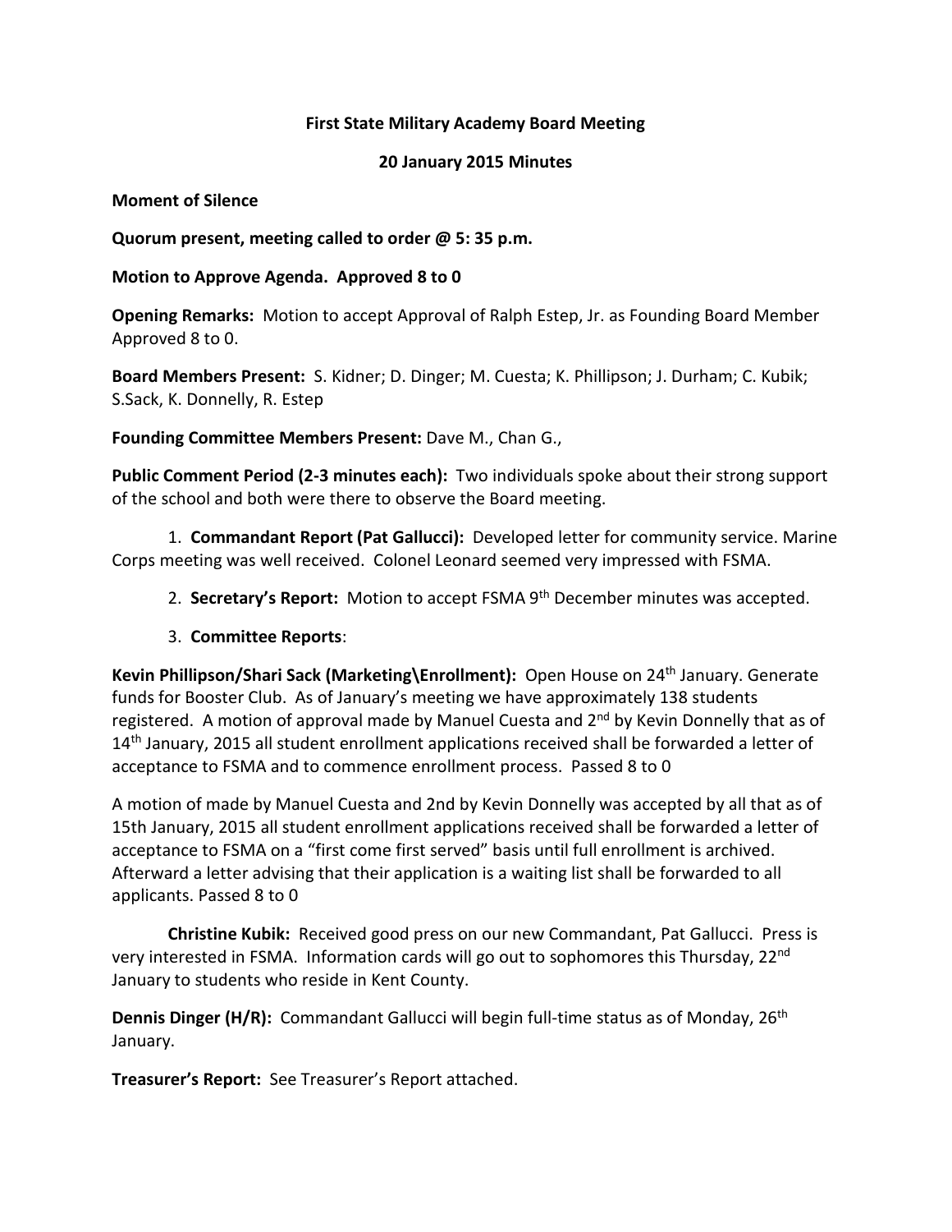**First State Military Academy Board Meeting**

**20 January 2015 Minutes**

**Moment of Silence**

**Quorum present, meeting called to order @ 5: 35 p.m.**

**Motion to Approve Agenda. Approved 8 to 0**

**Opening Remarks:** Motion to accept Approval of Ralph Estep, Jr. as Founding Board Member Approved 8 to 0.

**Board Members Present:** S. Kidner; D. Dinger; M. Cuesta; K. Phillipson; J. Durham; C. Kubik; S.Sack, K. Donnelly, R. Estep

**Founding Committee Members Present:** Dave M., Chan G.,

**Public Comment Period (2-3 minutes each):** Two individuals spoke about their strong support of the school and both were there to observe the Board meeting.

1. **Commandant Report (Pat Gallucci):** Developed letter for community service. Marine Corps meeting was well received. Colonel Leonard seemed very impressed with FSMA.
2. **Secretary's Report:** Motion to accept FSMA 9th December minutes was accepted.
3. **Committee Reports**:

**Kevin Phillipson/Shari Sack (Marketing\Enrollment):** Open House on 24th January. Generate funds for Booster Club. As of January's meeting we have approximately 138 students registered. A motion of approval made by Manuel Cuesta and 2nd by Kevin Donnelly that as of 14th January, 2015 all student enrollment applications received shall be forwarded a letter of acceptance to FSMA and to commence enrollment process. Passed 8 to 0

A motion of made by Manuel Cuesta and 2nd by Kevin Donnelly was accepted by all that as of 15th January, 2015 all student enrollment applications received shall be forwarded a letter of acceptance to FSMA on a "first come first served" basis until full enrollment is archived. Afterward a letter advising that their application is a waiting list shall be forwarded to all applicants. Passed 8 to 0

**Christine Kubik:** Received good press on our new Commandant, Pat Gallucci. Press is very interested in FSMA. Information cards will go out to sophomores this Thursday, 22nd January to students who reside in Kent County.

**Dennis Dinger (H/R):** Commandant Gallucci will begin full-time status as of Monday, 26th January.

**Treasurer's Report:** See Treasurer's Report attached.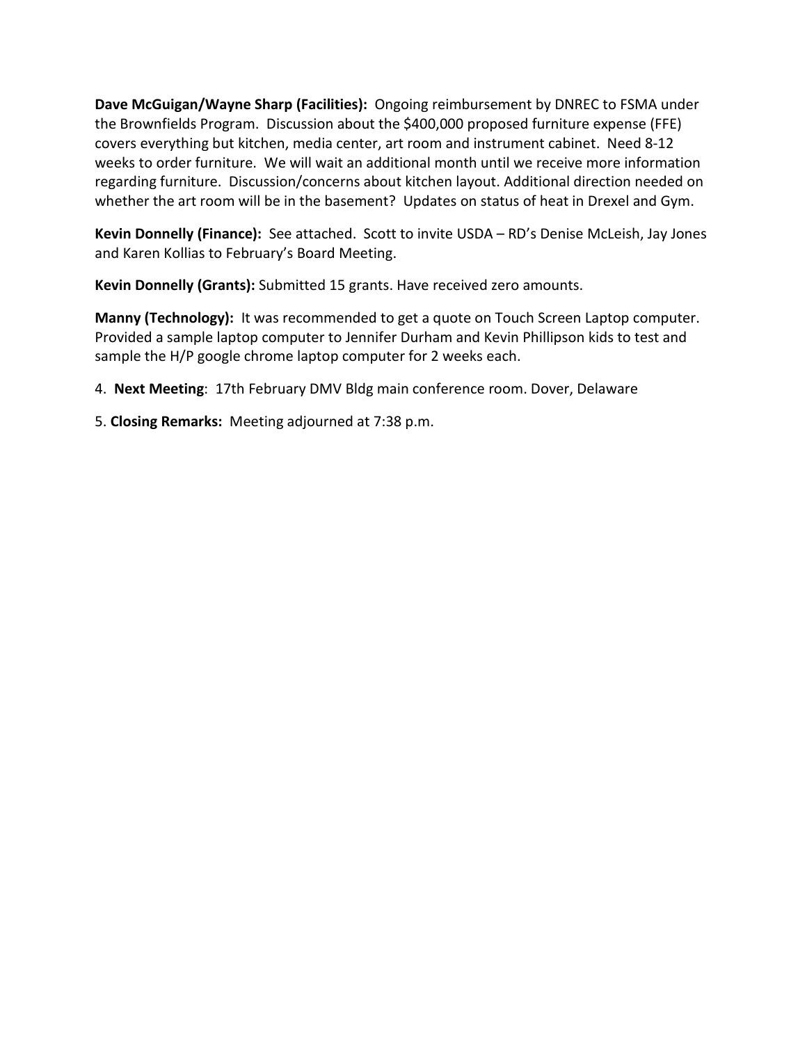**Dave McGuigan/Wayne Sharp (Facilities):** Ongoing reimbursement by DNREC to FSMA under the Brownfields Program. Discussion about the $400,000 proposed furniture expense (FFE) covers everything but kitchen, media center, art room and instrument cabinet. Need 8-12 weeks to order furniture. We will wait an additional month until we receive more information regarding furniture. Discussion/concerns about kitchen layout. Additional direction needed on whether the art room will be in the basement? Updates on status of heat in Drexel and Gym.

**Kevin Donnelly (Finance):** See attached. Scott to invite USDA – RD's Denise McLeish, Jay Jones and Karen Kollias to February's Board Meeting.

**Kevin Donnelly (Grants):** Submitted 15 grants. Have received zero amounts.

**Manny (Technology):** It was recommended to get a quote on Touch Screen Laptop computer. Provided a sample laptop computer to Jennifer Durham and Kevin Phillipson kids to test and sample the H/P google chrome laptop computer for 2 weeks each.

4. **Next Meeting**: 17th February DMV Bldg main conference room. Dover, Delaware

5. **Closing Remarks:** Meeting adjourned at 7:38 p.m.